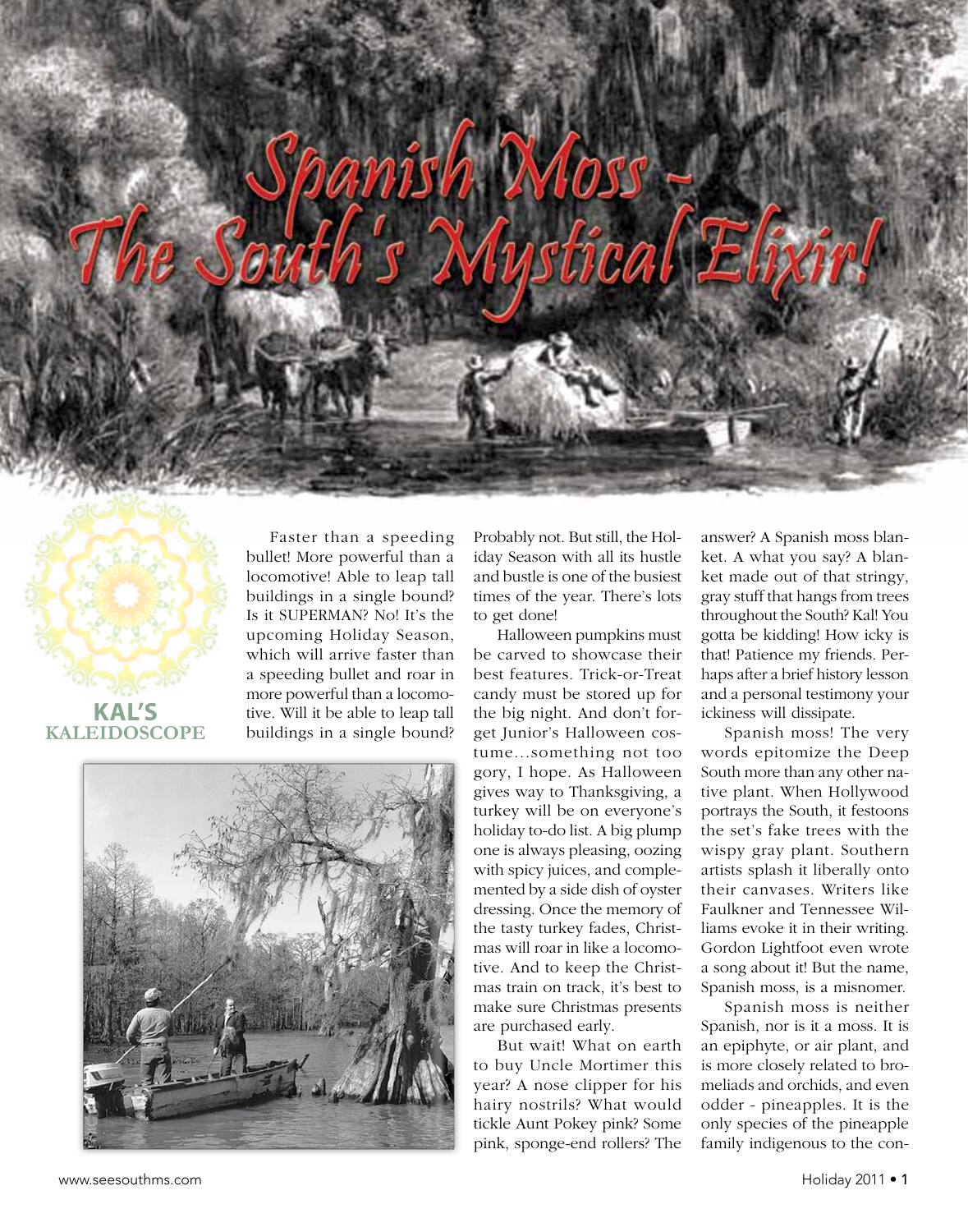# Spanish Moss - The South's Mystical Elixir!

**KAL'S KALEIDOSCOPE**

Faster than a speeding bullet! More powerful than a locomotive! Able to leap tall buildings in a single bound? Is it SUPERMAN? No! It's the upcoming Holiday Season, which will arrive faster than a speeding bullet and roar in more powerful than a locomotive. Will it be able to leap tall buildings in a single bound? Probably not. But still, the Holiday Season with all its hustle and bustle is one of the busiest times of the year. There's lots to get done!

Halloween pumpkins must be carved to showcase their best features. Trick-or-Treat candy must be stored up for the big night. And don't forget Junior's Halloween costume…something not too gory, I hope. As Halloween gives way to Thanksgiving, a turkey will be on everyone's holiday to-do list. A big plump one is always pleasing, oozing with spicy juices, and complemented by a side dish of oyster dressing. Once the memory of the tasty turkey fades, Christmas will roar in like a locomotive. And to keep the Christmas train on track, it's best to make sure Christmas presents are purchased early.

But wait! What on earth to buy Uncle Mortimer this year? A nose clipper for his hairy nostrils? What would tickle Aunt Pokey pink? Some pink, sponge-end rollers? The answer? A Spanish moss blanket. A what you say? A blanket made out of that stringy, gray stuff that hangs from trees throughout the South? Kal! You gotta be kidding! How icky is that! Patience my friends. Perhaps after a brief history lesson and a personal testimony your ickiness will dissipate.

Spanish moss! The very words epitomize the Deep South more than any other native plant. When Hollywood portrays the South, it festoons the set's fake trees with the wispy gray plant. Southern artists splash it liberally onto their canvases. Writers like Faulkner and Tennessee Williams evoke it in their writing. Gordon Lightfoot even wrote a song about it! But the name, Spanish moss, is a misnomer.

Spanish moss is neither Spanish, nor is it a moss. It is an epiphyte, or air plant, and is more closely related to bromeliads and orchids, and even odder - pineapples. It is the only species of the pineapple family indigenous to the con-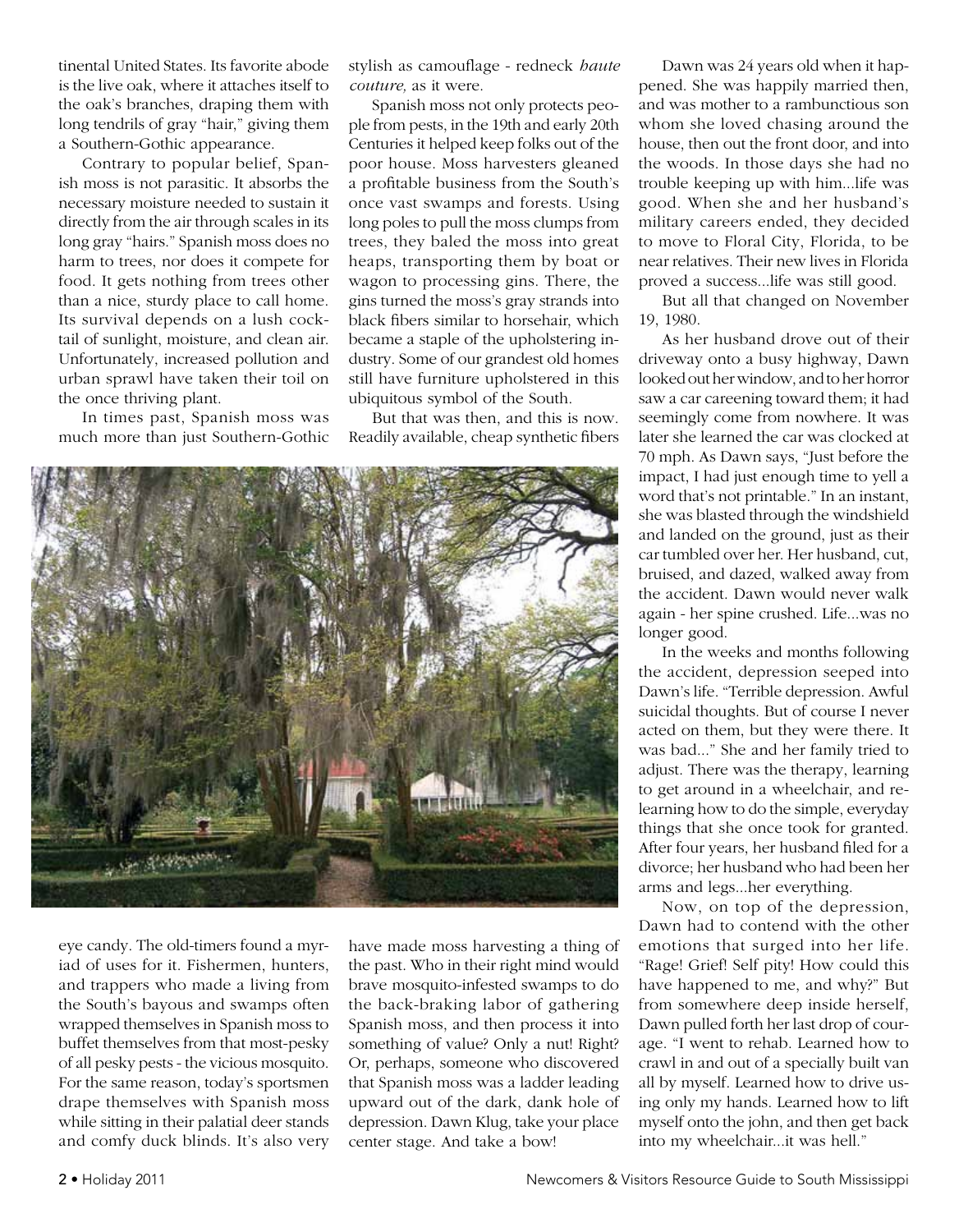tinental United States. Its favorite abode is the live oak, where it attaches itself to the oak's branches, draping them with long tendrils of gray "hair," giving them a Southern-Gothic appearance.

Contrary to popular belief, Spanish moss is not parasitic. It absorbs the necessary moisture needed to sustain it directly from the air through scales in its long gray "hairs." Spanish moss does no harm to trees, nor does it compete for food. It gets nothing from trees other than a nice, sturdy place to call home. Its survival depends on a lush cocktail of sunlight, moisture, and clean air. Unfortunately, increased pollution and urban sprawl have taken their toil on the once thriving plant.

In times past, Spanish moss was much more than just Southern-Gothic eye candy. The old-timers found a myriad of uses for it. Fishermen, hunters, and trappers who made a living from the South's bayous and swamps often wrapped themselves in Spanish moss to buffet themselves from that most-pesky of all pesky pests - the vicious mosquito. For the same reason, today's sportsmen drape themselves with Spanish moss while sitting in their palatial deer stands and comfy duck blinds. It's also very stylish as camouflage - redneck *haute couture,* as it were.

Spanish moss not only protects people from pests, in the 19th and early 20th Centuries it helped keep folks out of the poor house. Moss harvesters gleaned a profitable business from the South's once vast swamps and forests. Using long poles to pull the moss clumps from trees, they baled the moss into great heaps, transporting them by boat or wagon to processing gins. There, the gins turned the moss's gray strands into black fibers similar to horsehair, which became a staple of the upholstering industry. Some of our grandest old homes still have furniture upholstered in this ubiquitous symbol of the South.

But that was then, and this is now. Readily available, cheap synthetic fibers have made moss harvesting a thing of the past. Who in their right mind would brave mosquito-infested swamps to do the back-braking labor of gathering Spanish moss, and then process it into something of value? Only a nut! Right? Or, perhaps, someone who discovered that Spanish moss was a ladder leading upward out of the dark, dank hole of depression. Dawn Klug, take your place center stage. And take a bow!

Dawn was 24 years old when it happened. She was happily married then, and was mother to a rambunctious son whom she loved chasing around the house, then out the front door, and into the woods. In those days she had no trouble keeping up with him...life was good. When she and her husband's military careers ended, they decided to move to Floral City, Florida, to be near relatives. Their new lives in Florida proved a success...life was still good.

But all that changed on November 19, 1980.

As her husband drove out of their driveway onto a busy highway, Dawn looked out her window, and to her horror saw a car careening toward them; it had seemingly come from nowhere. It was later she learned the car was clocked at 70 mph. As Dawn says, "Just before the impact, I had just enough time to yell a word that's not printable." In an instant, she was blasted through the windshield and landed on the ground, just as their car tumbled over her. Her husband, cut, bruised, and dazed, walked away from the accident. Dawn would never walk again - her spine crushed. Life...was no longer good.

In the weeks and months following the accident, depression seeped into Dawn's life. "Terrible depression. Awful suicidal thoughts. But of course I never acted on them, but they were there. It was bad..." She and her family tried to adjust. There was the therapy, learning to get around in a wheelchair, and relearning how to do the simple, everyday things that she once took for granted. After four years, her husband filed for a divorce; her husband who had been her arms and legs...her everything.

Now, on top of the depression, Dawn had to contend with the other emotions that surged into her life. "Rage! Grief! Self pity! How could this have happened to me, and why?" But from somewhere deep inside herself, Dawn pulled forth her last drop of courage. "I went to rehab. Learned how to crawl in and out of a specially built van all by myself. Learned how to drive using only my hands. Learned how to lift myself onto the john, and then get back into my wheelchair...it was hell."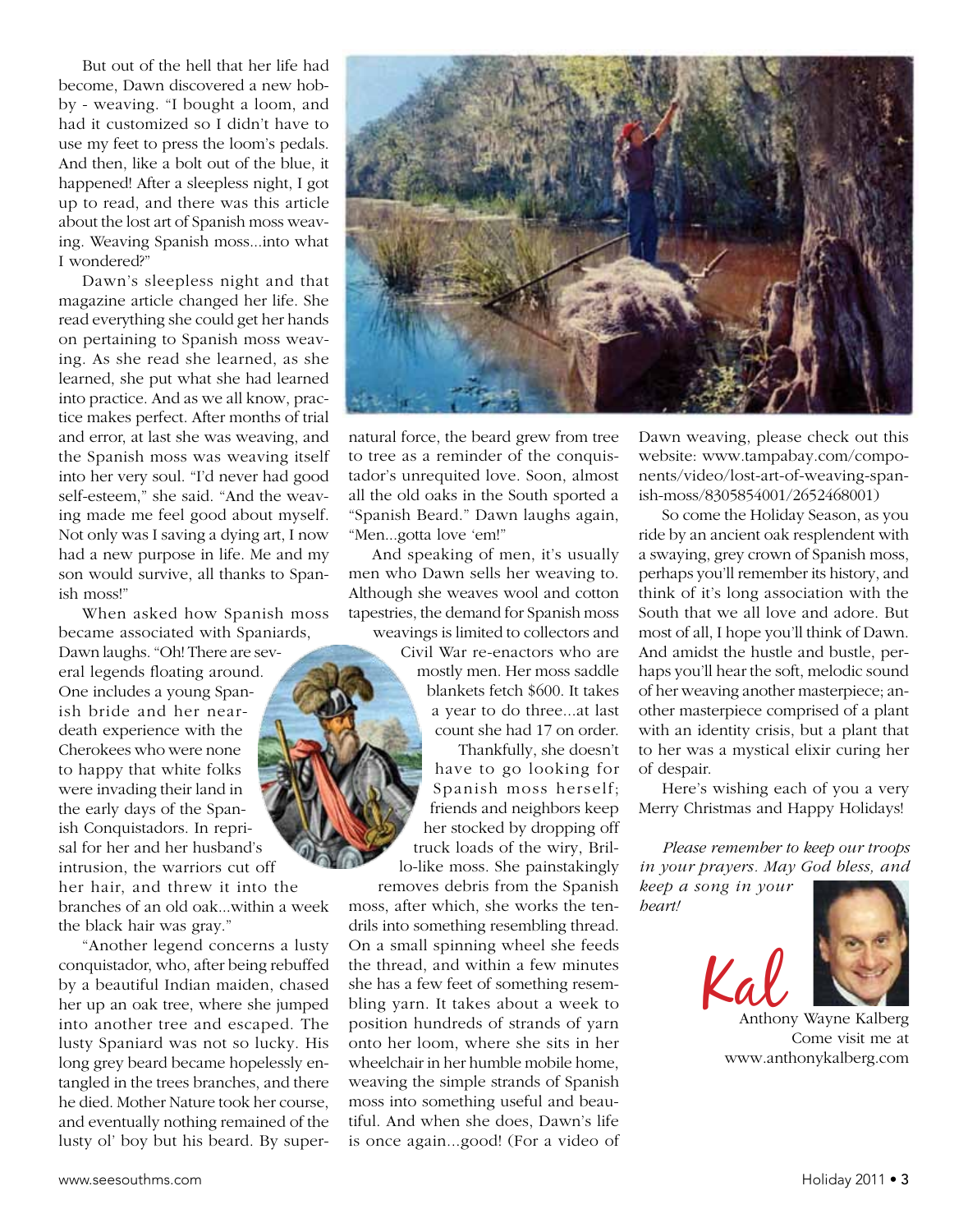But out of the hell that her life had become, Dawn discovered a new hobby - weaving. "I bought a loom, and had it customized so I didn't have to use my feet to press the loom's pedals. And then, like a bolt out of the blue, it happened! After a sleepless night, I got up to read, and there was this article about the lost art of Spanish moss weaving. Weaving Spanish moss...into what I wondered?"

Dawn's sleepless night and that magazine article changed her life. She read everything she could get her hands on pertaining to Spanish moss weaving. As she read she learned, as she learned, she put what she had learned into practice. And as we all know, practice makes perfect. After months of trial and error, at last she was weaving, and the Spanish moss was weaving itself into her very soul. "I'd never had good self-esteem," she said. "And the weaving made me feel good about myself. Not only was I saving a dying art, I now had a new purpose in life. Me and my son would survive, all thanks to Spanish moss!"

When asked how Spanish moss became associated with Spaniards, Dawn laughs. "Oh! There are several legends floating around. One includes a young Spanish bride and her near-death experience with the Cherokees who were none to happy that white folks were invading their land in the early days of the Spanish Conquistadors. In reprisal for her and her husband's intrusion, the warriors cut off her hair, and threw it into the branches of an old oak...within a week the black hair was gray."

"Another legend concerns a lusty conquistador, who, after being rebuffed by a beautiful Indian maiden, chased her up an oak tree, where she jumped into another tree and escaped. The lusty Spaniard was not so lucky. His long grey beard became hopelessly entangled in the trees branches, and there he died. Mother Nature took her course, and eventually nothing remained of the lusty ol' boy but his beard. By supernatural force, the beard grew from tree to tree as a reminder of the conquistador's unrequited love. Soon, almost all the old oaks in the South sported a "Spanish Beard." Dawn laughs again, "Men...gotta love 'em!"

And speaking of men, it's usually men who Dawn sells her weaving to. Although she weaves wool and cotton tapestries, the demand for Spanish moss weavings is limited to collectors and Civil War re-enactors who are mostly men. Her moss saddle blankets fetch $600. It takes a year to do three...at last count she had 17 on order.

Thankfully, she doesn't have to go looking for Spanish moss herself; friends and neighbors keep her stocked by dropping off truck loads of the wiry, Brillo-like moss. She painstakingly removes debris from the Spanish moss, after which, she works the tendrils into something resembling thread. On a small spinning wheel she feeds the thread, and within a few minutes she has a few feet of something resembling yarn. It takes about a week to position hundreds of strands of yarn onto her loom, where she sits in her wheelchair in her humble mobile home, weaving the simple strands of Spanish moss into something useful and beautiful. And when she does, Dawn's life is once again...good! (For a video of Dawn weaving, please check out this website: www.tampabay.com/components/video/lost-art-of-weaving-spanish-moss/8305854001/2652468001)

So come the Holiday Season, as you ride by an ancient oak resplendent with a swaying, grey crown of Spanish moss, perhaps you'll remember its history, and think of it's long association with the South that we all love and adore. But most of all, I hope you'll think of Dawn. And amidst the hustle and bustle, perhaps you'll hear the soft, melodic sound of her weaving another masterpiece; another masterpiece comprised of a plant with an identity crisis, but a plant that to her was a mystical elixir curing her of despair.

Here's wishing each of you a very Merry Christmas and Happy Holidays!

*Please remember to keep our troops in your prayers. May God bless, and keep a song in your heart!*

Kal

Anthony Wayne Kalberg
Come visit me at
www.anthonykalberg.com